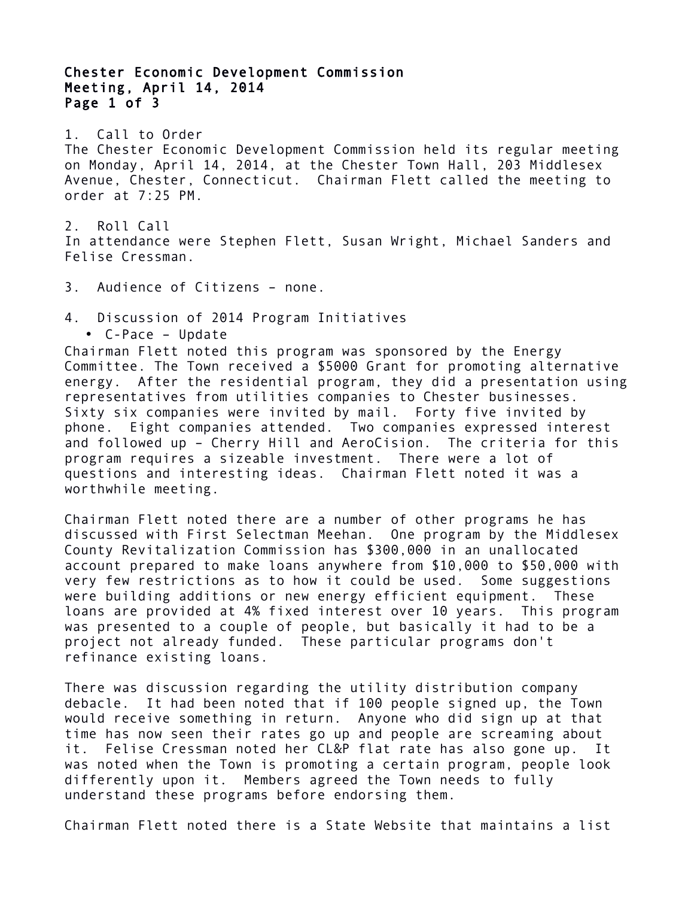# Chester Economic Development Commission
## Meeting, April 14, 2014

1. Call to Order

The Chester Economic Development Commission held its regular meeting on Monday, April 14, 2014, at the Chester Town Hall, 203 Middlesex Avenue, Chester, Connecticut. Chairman Flett called the meeting to order at 7:25 PM.

2. Roll Call

In attendance were Stephen Flett, Susan Wright, Michael Sanders and Felise Cressman.

3. Audience of Citizens – none.

4. Discussion of 2014 Program Initiatives

- C-Pace – Update

Chairman Flett noted this program was sponsored by the Energy Committee. The Town received a $5000 Grant for promoting alternative energy. After the residential program, they did a presentation using representatives from utilities companies to Chester businesses. Sixty six companies were invited by mail. Forty five invited by phone. Eight companies attended. Two companies expressed interest and followed up – Cherry Hill and AeroCision. The criteria for this program requires a sizeable investment. There were a lot of questions and interesting ideas. Chairman Flett noted it was a worthwhile meeting.

Chairman Flett noted there are a number of other programs he has discussed with First Selectman Meehan. One program by the Middlesex County Revitalization Commission has $300,000 in an unallocated account prepared to make loans anywhere from $10,000 to $50,000 with very few restrictions as to how it could be used. Some suggestions were building additions or new energy efficient equipment. These loans are provided at 4% fixed interest over 10 years. This program was presented to a couple of people, but basically it had to be a project not already funded. These particular programs don't refinance existing loans.

There was discussion regarding the utility distribution company debacle. It had been noted that if 100 people signed up, the Town would receive something in return. Anyone who did sign up at that time has now seen their rates go up and people are screaming about it. Felise Cressman noted her CL&P flat rate has also gone up. It was noted when the Town is promoting a certain program, people look differently upon it. Members agreed the Town needs to fully understand these programs before endorsing them.

Chairman Flett noted there is a State Website that maintains a list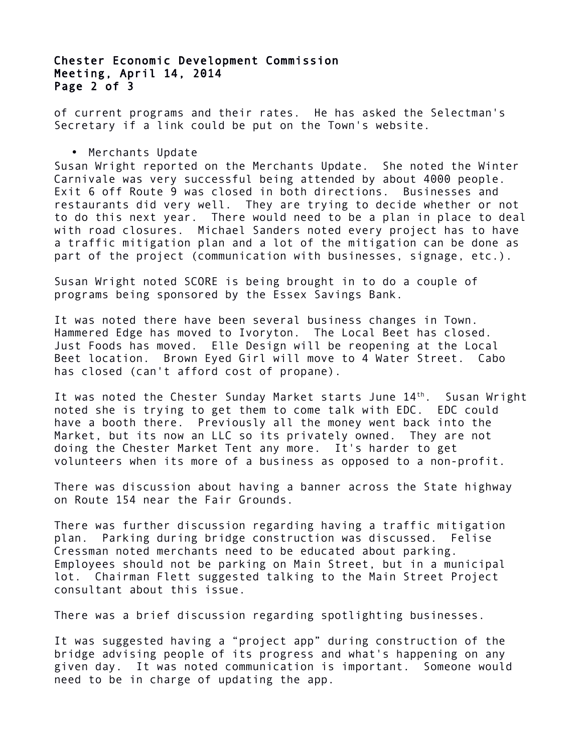of current programs and their rates. He has asked the Selectman's Secretary if a link could be put on the Town's website.

- Merchants Update

Susan Wright reported on the Merchants Update. She noted the Winter Carnivale was very successful being attended by about 4000 people. Exit 6 off Route 9 was closed in both directions. Businesses and restaurants did very well. They are trying to decide whether or not to do this next year. There would need to be a plan in place to deal with road closures. Michael Sanders noted every project has to have a traffic mitigation plan and a lot of the mitigation can be done as part of the project (communication with businesses, signage, etc.).

Susan Wright noted SCORE is being brought in to do a couple of programs being sponsored by the Essex Savings Bank.

It was noted there have been several business changes in Town. Hammered Edge has moved to Ivoryton. The Local Beet has closed. Just Foods has moved. Elle Design will be reopening at the Local Beet location. Brown Eyed Girl will move to 4 Water Street. Cabo has closed (can't afford cost of propane).

It was noted the Chester Sunday Market starts June 14th. Susan Wright noted she is trying to get them to come talk with EDC. EDC could have a booth there. Previously all the money went back into the Market, but its now an LLC so its privately owned. They are not doing the Chester Market Tent any more. It's harder to get volunteers when its more of a business as opposed to a non-profit.

There was discussion about having a banner across the State highway on Route 154 near the Fair Grounds.

There was further discussion regarding having a traffic mitigation plan. Parking during bridge construction was discussed. Felise Cressman noted merchants need to be educated about parking. Employees should not be parking on Main Street, but in a municipal lot. Chairman Flett suggested talking to the Main Street Project consultant about this issue.

There was a brief discussion regarding spotlighting businesses.

It was suggested having a "project app" during construction of the bridge advising people of its progress and what's happening on any given day. It was noted communication is important. Someone would need to be in charge of updating the app.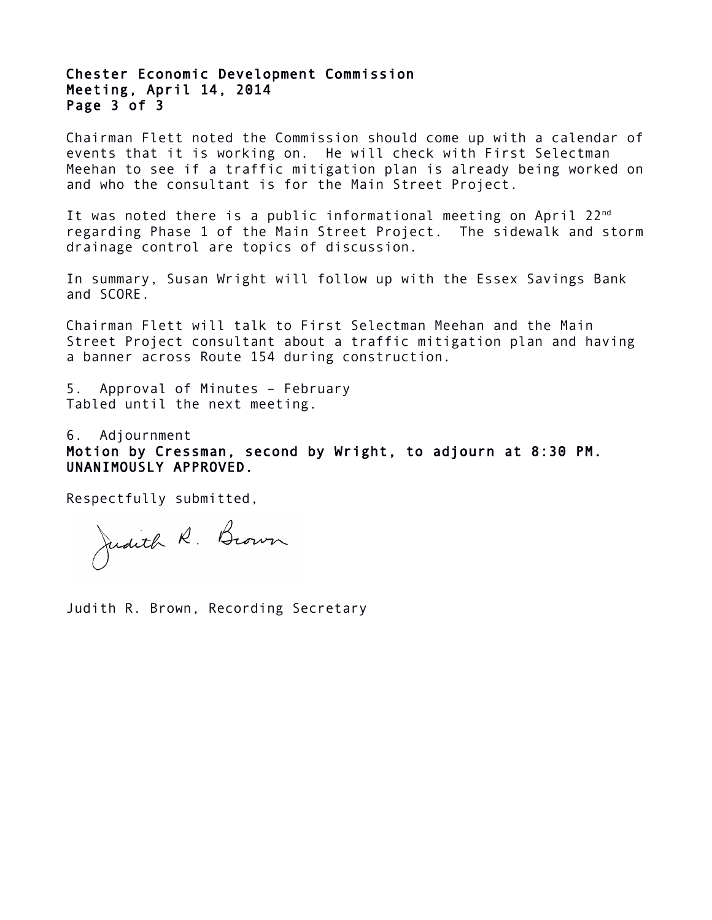Chairman Flett noted the Commission should come up with a calendar of events that it is working on. He will check with First Selectman Meehan to see if a traffic mitigation plan is already being worked on and who the consultant is for the Main Street Project.

It was noted there is a public informational meeting on April 22nd regarding Phase 1 of the Main Street Project. The sidewalk and storm drainage control are topics of discussion.

In summary, Susan Wright will follow up with the Essex Savings Bank and SCORE.

Chairman Flett will talk to First Selectman Meehan and the Main Street Project consultant about a traffic mitigation plan and having a banner across Route 154 during construction.

5. Approval of Minutes – February
Tabled until the next meeting.

6. Adjournment
**Motion by Cressman, second by Wright, to adjourn at 8:30 PM. UNANIMOUSLY APPROVED.**

Respectfully submitted,

Judith R. Brown

Judith R. Brown, Recording Secretary